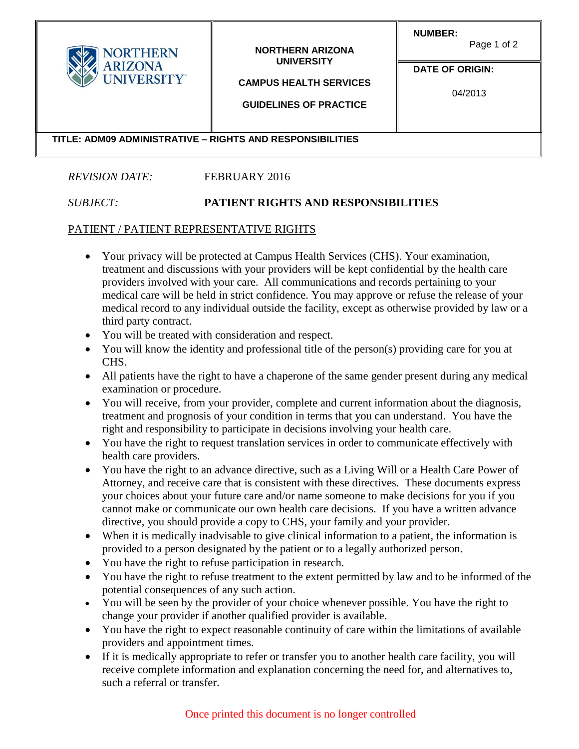| NORTHERN ARIZONA UNIVERSITY | NORTHERN ARIZONA UNIVERSITY<br><br>CAMPUS HEALTH SERVICES<br><br>GUIDELINES OF PRACTICE | NUMBER:<br><br>DATE OF ORIGIN:<br><br>04/2013 |
|---|---|---|
| TITLE: ADM09 ADMINISTRATIVE – RIGHTS AND RESPONSIBILITIES | | |

*REVISION DATE:* FEBRUARY 2016

*SUBJECT:* **PATIENT RIGHTS AND RESPONSIBILITIES**

PATIENT / PATIENT REPRESENTATIVE RIGHTS

- Your privacy will be protected at Campus Health Services (CHS). Your examination, treatment and discussions with your providers will be kept confidential by the health care providers involved with your care. All communications and records pertaining to your medical care will be held in strict confidence. You may approve or refuse the release of your medical record to any individual outside the facility, except as otherwise provided by law or a third party contract.
- You will be treated with consideration and respect.
- You will know the identity and professional title of the person(s) providing care for you at CHS.
- All patients have the right to have a chaperone of the same gender present during any medical examination or procedure.
- You will receive, from your provider, complete and current information about the diagnosis, treatment and prognosis of your condition in terms that you can understand. You have the right and responsibility to participate in decisions involving your health care.
- You have the right to request translation services in order to communicate effectively with health care providers.
- You have the right to an advance directive, such as a Living Will or a Health Care Power of Attorney, and receive care that is consistent with these directives. These documents express your choices about your future care and/or name someone to make decisions for you if you cannot make or communicate our own health care decisions. If you have a written advance directive, you should provide a copy to CHS, your family and your provider.
- When it is medically inadvisable to give clinical information to a patient, the information is provided to a person designated by the patient or to a legally authorized person.
- You have the right to refuse participation in research.
- You have the right to refuse treatment to the extent permitted by law and to be informed of the potential consequences of any such action.
- You will be seen by the provider of your choice whenever possible. You have the right to change your provider if another qualified provider is available.
- You have the right to expect reasonable continuity of care within the limitations of available providers and appointment times.
- If it is medically appropriate to refer or transfer you to another health care facility, you will receive complete information and explanation concerning the need for, and alternatives to, such a referral or transfer.

Once printed this document is no longer controlled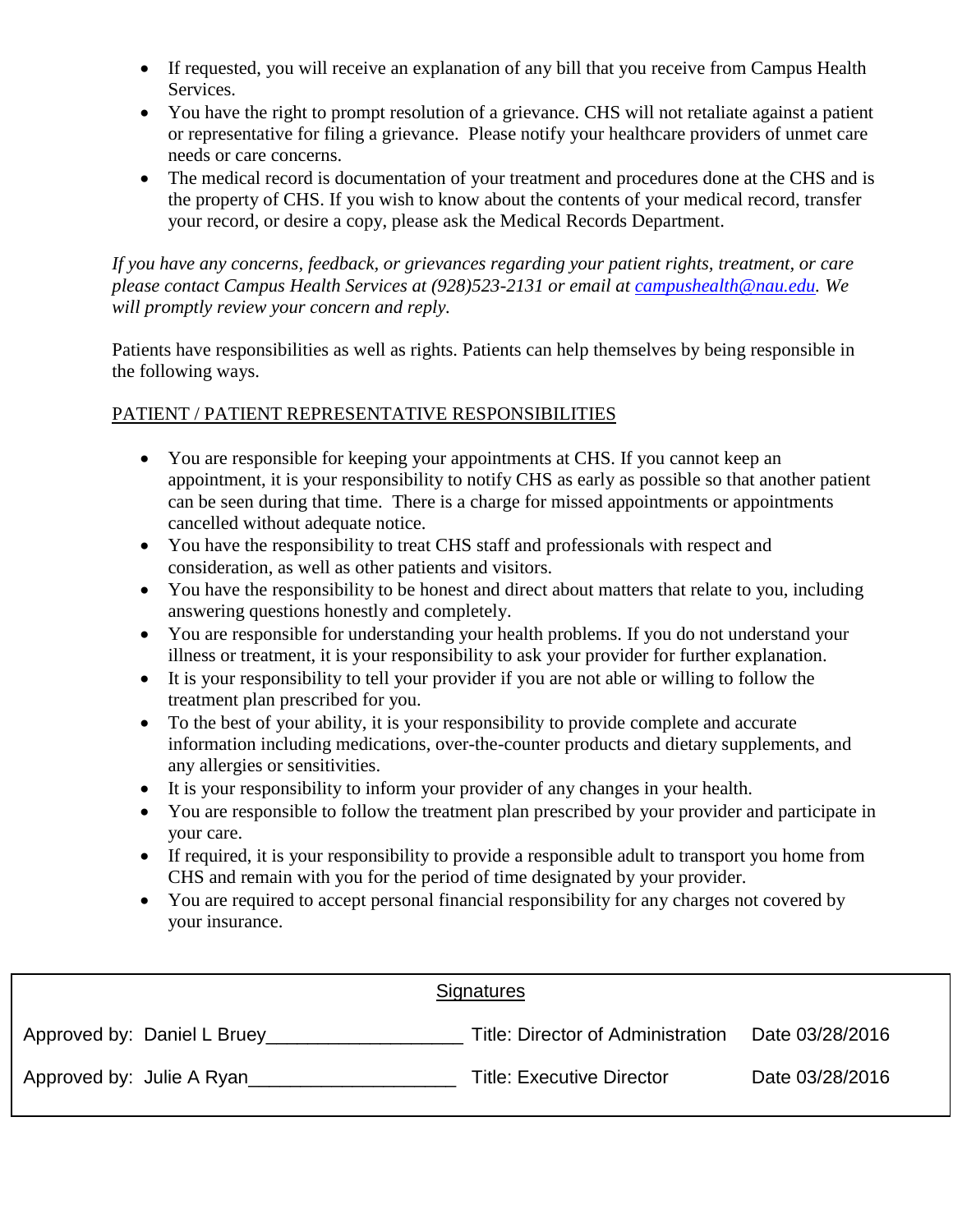- If requested, you will receive an explanation of any bill that you receive from Campus Health Services.
- You have the right to prompt resolution of a grievance. CHS will not retaliate against a patient or representative for filing a grievance. Please notify your healthcare providers of unmet care needs or care concerns.
- The medical record is documentation of your treatment and procedures done at the CHS and is the property of CHS. If you wish to know about the contents of your medical record, transfer your record, or desire a copy, please ask the Medical Records Department.

*If you have any concerns, feedback, or grievances regarding your patient rights, treatment, or care please contact Campus Health Services at (928)523-2131 or email at [campushealth@nau.edu](mailto:campushealth@nau.edu). We will promptly review your concern and reply.*

Patients have responsibilities as well as rights. Patients can help themselves by being responsible in the following ways.

<u>PATIENT / PATIENT REPRESENTATIVE RESPONSIBILITIES</u>

- You are responsible for keeping your appointments at CHS. If you cannot keep an appointment, it is your responsibility to notify CHS as early as possible so that another patient can be seen during that time. There is a charge for missed appointments or appointments cancelled without adequate notice.
- You have the responsibility to treat CHS staff and professionals with respect and consideration, as well as other patients and visitors.
- You have the responsibility to be honest and direct about matters that relate to you, including answering questions honestly and completely.
- You are responsible for understanding your health problems. If you do not understand your illness or treatment, it is your responsibility to ask your provider for further explanation.
- It is your responsibility to tell your provider if you are not able or willing to follow the treatment plan prescribed for you.
- To the best of your ability, it is your responsibility to provide complete and accurate information including medications, over-the-counter products and dietary supplements, and any allergies or sensitivities.
- It is your responsibility to inform your provider of any changes in your health.
- You are responsible to follow the treatment plan prescribed by your provider and participate in your care.
- If required, it is your responsibility to provide a responsible adult to transport you home from CHS and remain with you for the period of time designated by your provider.
- You are required to accept personal financial responsibility for any charges not covered by your insurance.

| Signatures | | |
|---|---|---|
| Approved by: Daniel L Bruey___________________ | Title: Director of Administration | Date 03/28/2016 |
| Approved by: Julie A Ryan____________________ | Title: Executive Director | Date 03/28/2016 |